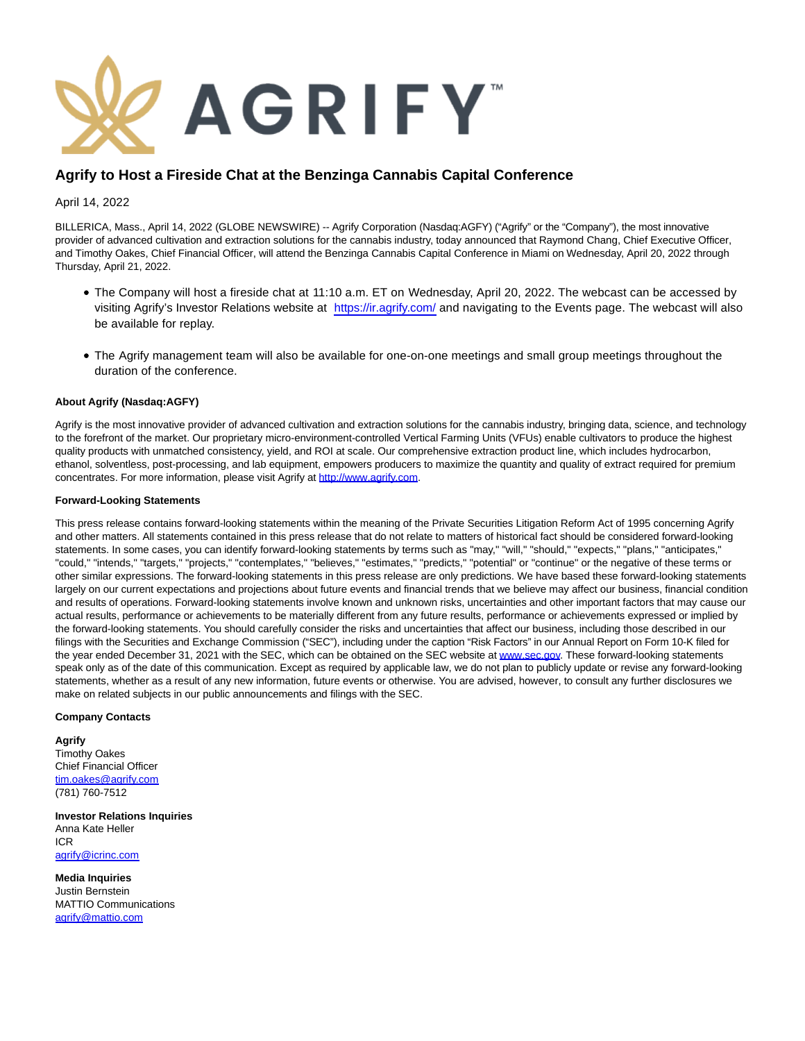# Agrify to Host a Fireside Chat at the Benzinga Cannabis Capital Conference

April 14, 2022

BILLERICA, Mass., April 14, 2022 (GLOBE NEWSWIRE) -- Agrify Corporation (Nasdaq:AGFY) ("Agrify" or the "Company"), the most innovative provider of advanced cultivation and extraction solutions for the cannabis industry, today announced that Raymond Chang, Chief Executive Officer, and Timothy Oakes, Chief Financial Officer, will attend the Benzinga Cannabis Capital Conference in Miami on Wednesday, April 20, 2022 through Thursday, April 21, 2022.

- The Company will host a fireside chat at 11:10 a.m. ET on Wednesday, April 20, 2022. The webcast can be accessed by visiting Agrify's Investor Relations website at https://ir.agrify.com/ and navigating to the Events page. The webcast will also be available for replay.
- The Agrify management team will also be available for one-on-one meetings and small group meetings throughout the duration of the conference.

**About Agrify (Nasdaq:AGFY)**

Agrify is the most innovative provider of advanced cultivation and extraction solutions for the cannabis industry, bringing data, science, and technology to the forefront of the market. Our proprietary micro-environment-controlled Vertical Farming Units (VFUs) enable cultivators to produce the highest quality products with unmatched consistency, yield, and ROI at scale. Our comprehensive extraction product line, which includes hydrocarbon, ethanol, solventless, post-processing, and lab equipment, empowers producers to maximize the quantity and quality of extract required for premium concentrates. For more information, please visit Agrify at http://www.agrify.com.

**Forward-Looking Statements**

This press release contains forward-looking statements within the meaning of the Private Securities Litigation Reform Act of 1995 concerning Agrify and other matters. All statements contained in this press release that do not relate to matters of historical fact should be considered forward-looking statements. In some cases, you can identify forward-looking statements by terms such as "may," "will," "should," "expects," "plans," "anticipates," "could," "intends," "targets," "projects," "contemplates," "believes," "estimates," "predicts," "potential" or "continue" or the negative of these terms or other similar expressions. The forward-looking statements in this press release are only predictions. We have based these forward-looking statements largely on our current expectations and projections about future events and financial trends that we believe may affect our business, financial condition and results of operations. Forward-looking statements involve known and unknown risks, uncertainties and other important factors that may cause our actual results, performance or achievements to be materially different from any future results, performance or achievements expressed or implied by the forward-looking statements. You should carefully consider the risks and uncertainties that affect our business, including those described in our filings with the Securities and Exchange Commission ("SEC"), including under the caption "Risk Factors" in our Annual Report on Form 10-K filed for the year ended December 31, 2021 with the SEC, which can be obtained on the SEC website at www.sec.gov. These forward-looking statements speak only as of the date of this communication. Except as required by applicable law, we do not plan to publicly update or revise any forward-looking statements, whether as a result of any new information, future events or otherwise. You are advised, however, to consult any further disclosures we make on related subjects in our public announcements and filings with the SEC.

**Company Contacts**

**Agrify**
Timothy Oakes
Chief Financial Officer
tim.oakes@agrify.com
(781) 760-7512

**Investor Relations Inquiries**
Anna Kate Heller
ICR
agrify@icrinc.com

**Media Inquiries**
Justin Bernstein
MATTIO Communications
agrify@mattio.com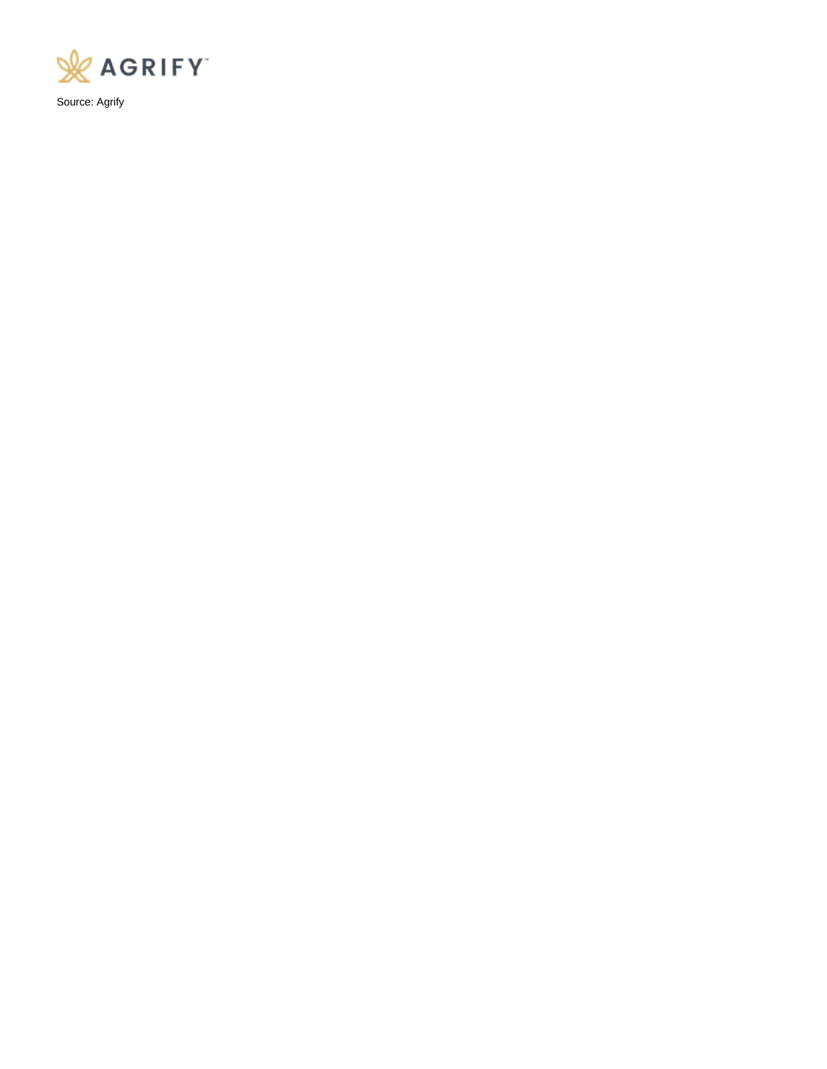AGRIFY™

Source: Agrify